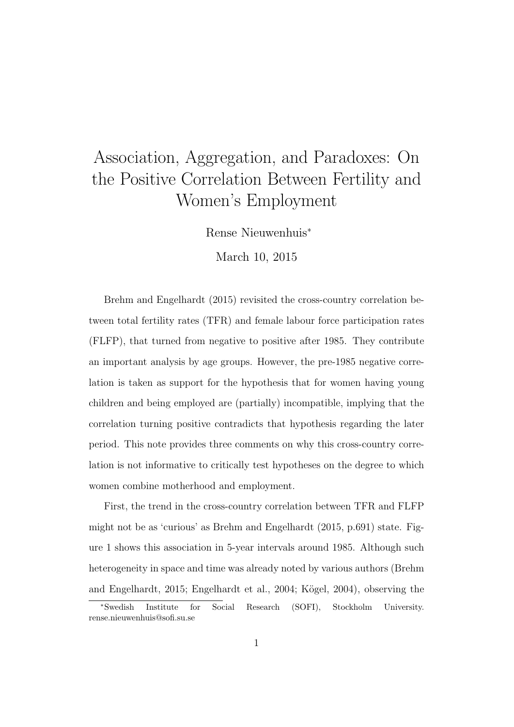# Association, Aggregation, and Paradoxes: On the Positive Correlation Between Fertility and Women's Employment

Rense Nieuwenhuis*

March 10, 2015

Brehm and Engelhardt (2015) revisited the cross-country correlation between total fertility rates (TFR) and female labour force participation rates (FLFP), that turned from negative to positive after 1985. They contribute an important analysis by age groups. However, the pre-1985 negative correlation is taken as support for the hypothesis that for women having young children and being employed are (partially) incompatible, implying that the correlation turning positive contradicts that hypothesis regarding the later period. This note provides three comments on why this cross-country correlation is not informative to critically test hypotheses on the degree to which women combine motherhood and employment.

First, the trend in the cross-country correlation between TFR and FLFP might not be as 'curious' as Brehm and Engelhardt (2015, p.691) state. Figure 1 shows this association in 5-year intervals around 1985. Although such heterogeneity in space and time was already noted by various authors (Brehm and Engelhardt, 2015; Engelhardt et al., 2004; Kögel, 2004), observing the

*Swedish Institute for Social Research (SOFI), Stockholm University. rense.nieuwenhuis@sofi.su.se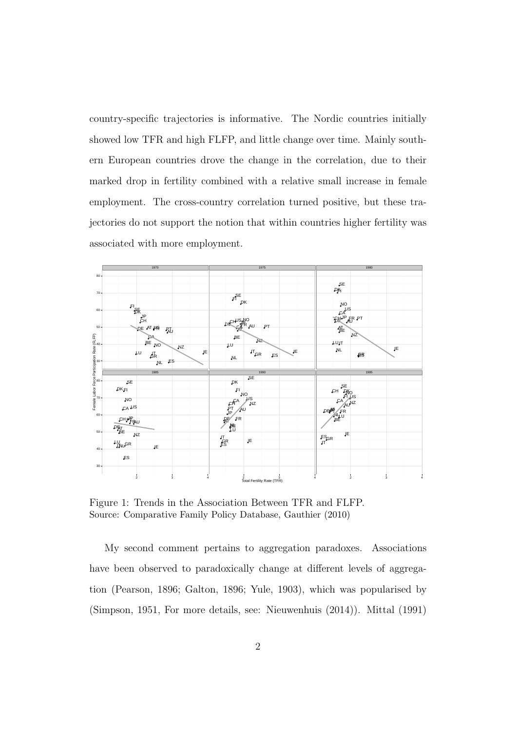country-specific trajectories is informative. The Nordic countries initially showed low TFR and high FLFP, and little change over time. Mainly southern European countries drove the change in the correlation, due to their marked drop in fertility combined with a relative small increase in female employment. The cross-country correlation turned positive, but these trajectories do not support the notion that within countries higher fertility was associated with more employment.

Figure 1: Trends in the Association Between TFR and FLFP.
Source: Comparative Family Policy Database, Gauthier (2010)

My second comment pertains to aggregation paradoxes. Associations have been observed to paradoxically change at different levels of aggregation (Pearson, 1896; Galton, 1896; Yule, 1903), which was popularised by (Simpson, 1951, For more details, see: Nieuwenhuis (2014)). Mittal (1991)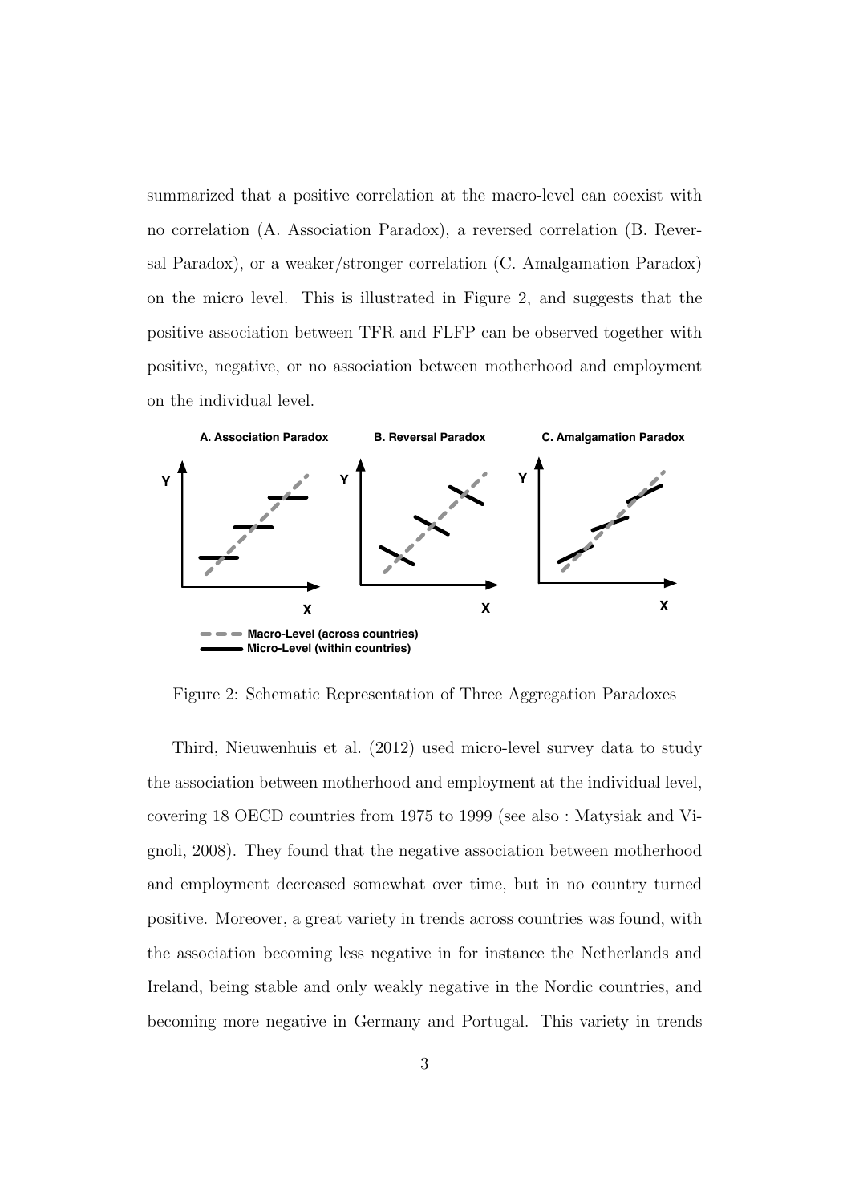summarized that a positive correlation at the macro-level can coexist with no correlation (A. Association Paradox), a reversed correlation (B. Reversal Paradox), or a weaker/stronger correlation (C. Amalgamation Paradox) on the micro level. This is illustrated in Figure 2, and suggests that the positive association between TFR and FLFP can be observed together with positive, negative, or no association between motherhood and employment on the individual level.

Figure 2: Schematic Representation of Three Aggregation Paradoxes

Third, Nieuwenhuis et al. (2012) used micro-level survey data to study the association between motherhood and employment at the individual level, covering 18 OECD countries from 1975 to 1999 (see also : Matysiak and Vignoli, 2008). They found that the negative association between motherhood and employment decreased somewhat over time, but in no country turned positive. Moreover, a great variety in trends across countries was found, with the association becoming less negative in for instance the Netherlands and Ireland, being stable and only weakly negative in the Nordic countries, and becoming more negative in Germany and Portugal. This variety in trends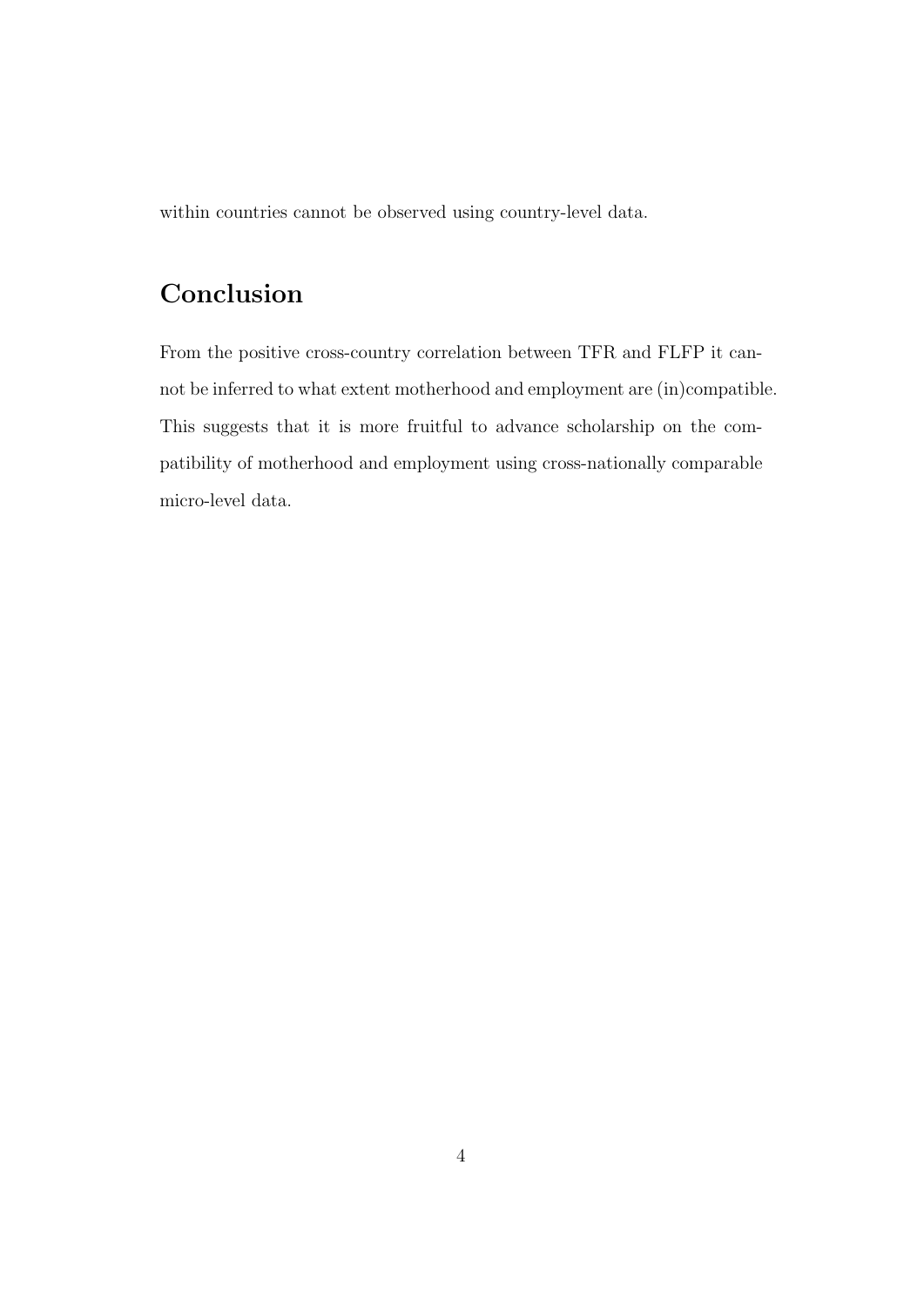within countries cannot be observed using country-level data.

## Conclusion

From the positive cross-country correlation between TFR and FLFP it cannot be inferred to what extent motherhood and employment are (in)compatible. This suggests that it is more fruitful to advance scholarship on the compatibility of motherhood and employment using cross-nationally comparable micro-level data.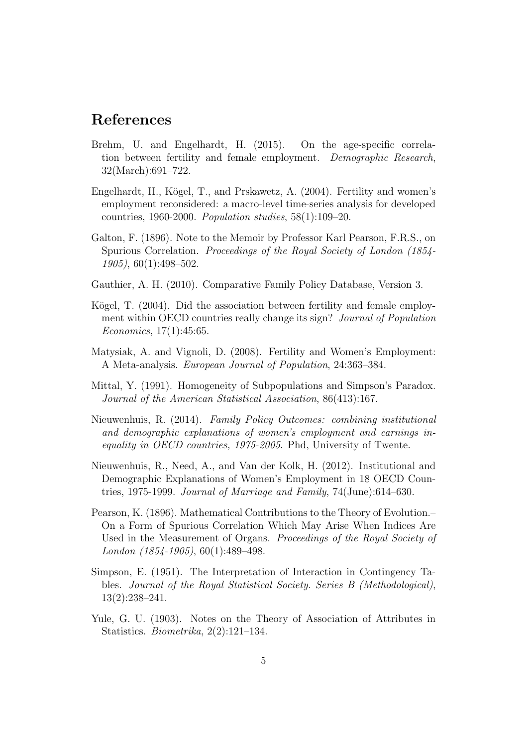# References

Brehm, U. and Engelhardt, H. (2015). On the age-specific correlation between fertility and female employment. *Demographic Research*, 32(March):691–722.

Engelhardt, H., Kögel, T., and Prskawetz, A. (2004). Fertility and women's employment reconsidered: a macro-level time-series analysis for developed countries, 1960-2000. *Population studies*, 58(1):109–20.

Galton, F. (1896). Note to the Memoir by Professor Karl Pearson, F.R.S., on Spurious Correlation. *Proceedings of the Royal Society of London (1854-1905)*, 60(1):498–502.

Gauthier, A. H. (2010). Comparative Family Policy Database, Version 3.

Kögel, T. (2004). Did the association between fertility and female employment within OECD countries really change its sign? *Journal of Population Economics*, 17(1):45:65.

Matysiak, A. and Vignoli, D. (2008). Fertility and Women's Employment: A Meta-analysis. *European Journal of Population*, 24:363–384.

Mittal, Y. (1991). Homogeneity of Subpopulations and Simpson's Paradox. *Journal of the American Statistical Association*, 86(413):167.

Nieuwenhuis, R. (2014). *Family Policy Outcomes: combining institutional and demographic explanations of women's employment and earnings inequality in OECD countries, 1975-2005*. Phd, University of Twente.

Nieuwenhuis, R., Need, A., and Van der Kolk, H. (2012). Institutional and Demographic Explanations of Women's Employment in 18 OECD Countries, 1975-1999. *Journal of Marriage and Family*, 74(June):614–630.

Pearson, K. (1896). Mathematical Contributions to the Theory of Evolution.–On a Form of Spurious Correlation Which May Arise When Indices Are Used in the Measurement of Organs. *Proceedings of the Royal Society of London (1854-1905)*, 60(1):489–498.

Simpson, E. (1951). The Interpretation of Interaction in Contingency Tables. *Journal of the Royal Statistical Society. Series B (Methodological)*, 13(2):238–241.

Yule, G. U. (1903). Notes on the Theory of Association of Attributes in Statistics. *Biometrika*, 2(2):121–134.